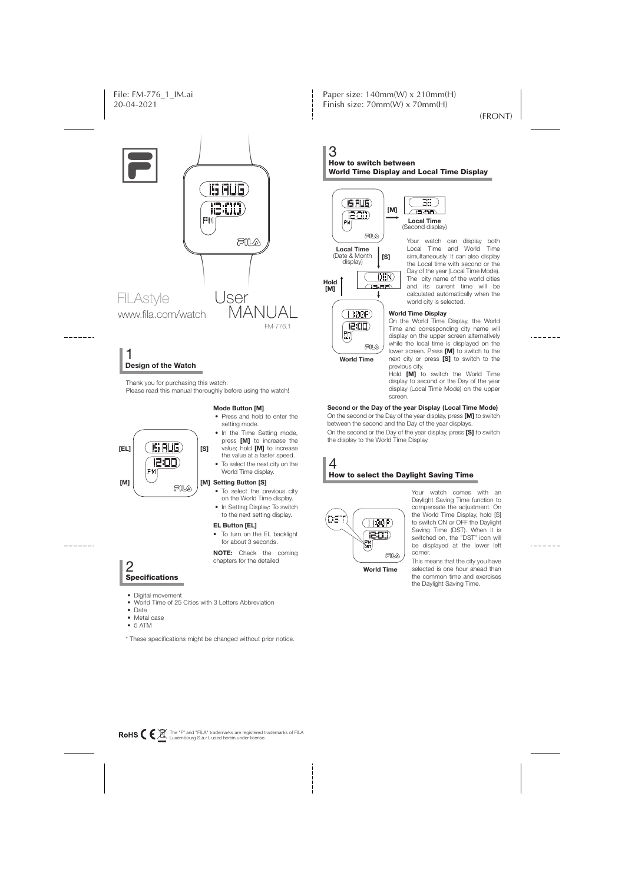FILAstyle
www.fila.com/watch

# User MANUAL

FM-776.1

## 1 Design of the Watch

Thank you for purchasing this watch.
Please read this manual thoroughly before using the watch!

**Mode Button [M]**

- Press and hold to enter the setting mode.
- In the Time Setting mode, press **[M]** to increase the value; hold **[M]** to increase the value at a faster speed.
- To select the next city on the World Time display.

**Setting Button [S]**

- To select the previous city on the World Time display.
- In Setting Display: To switch to the next setting display.

**EL Button [EL]**

- To turn on the EL backlight for about 3 seconds.

**NOTE:** Check the coming chapters for the detailed

## 2 Specifications

- Digital movement
- World Time of 25 Cities with 3 Letters Abbreviation
- Date
- Metal case
- 5 ATM

\* These specifications might be changed without prior notice.

The "F" and "FILA" trademarks are registered trademarks of FILA Luxembourg S.à.r.l. used herein under license.

## 3 How to switch between World Time Display and Local Time Display

Local Time (Date & Month display) — [M] → Local Time (Second display)

[S] ↓ — Hold [M] ↑

World Time

Your watch can display both Local Time and World Time simultaneously. It can also display the Local time with second or the Day of the year (Local Time Mode). The city name of the world cities and its current time will be calculated automatically when the world city is selected.

**World Time Display**

On the World Time Display, the World Time and corresponding city name will display on the upper screen alternatively while the local time is displayed on the lower screen. Press **[M]** to switch to the next city or press **[S]** to switch to the previous city.

Hold **[M]** to switch the World Time display to second or the Day of the year display (Local Time Mode) on the upper screen.

**Second or the Day of the year Display (Local Time Mode)**

On the second or the Day of the year display, press **[M]** to switch between the second and the Day of the year displays.

On the second or the Day of the year display, press **[S]** to switch the display to the World Time Display.

## 4 How to select the Daylight Saving Time

World Time

Your watch comes with an Daylight Saving Time function to compensate the adjustment. On the World Time Display, hold [S] to switch ON or OFF the Daylight Saving Time (DST). When it is switched on, the "DST" icon will be displayed at the lower left corner.

This means that the city you have selected is one hour ahead than the common time and exercises the Daylight Saving Time.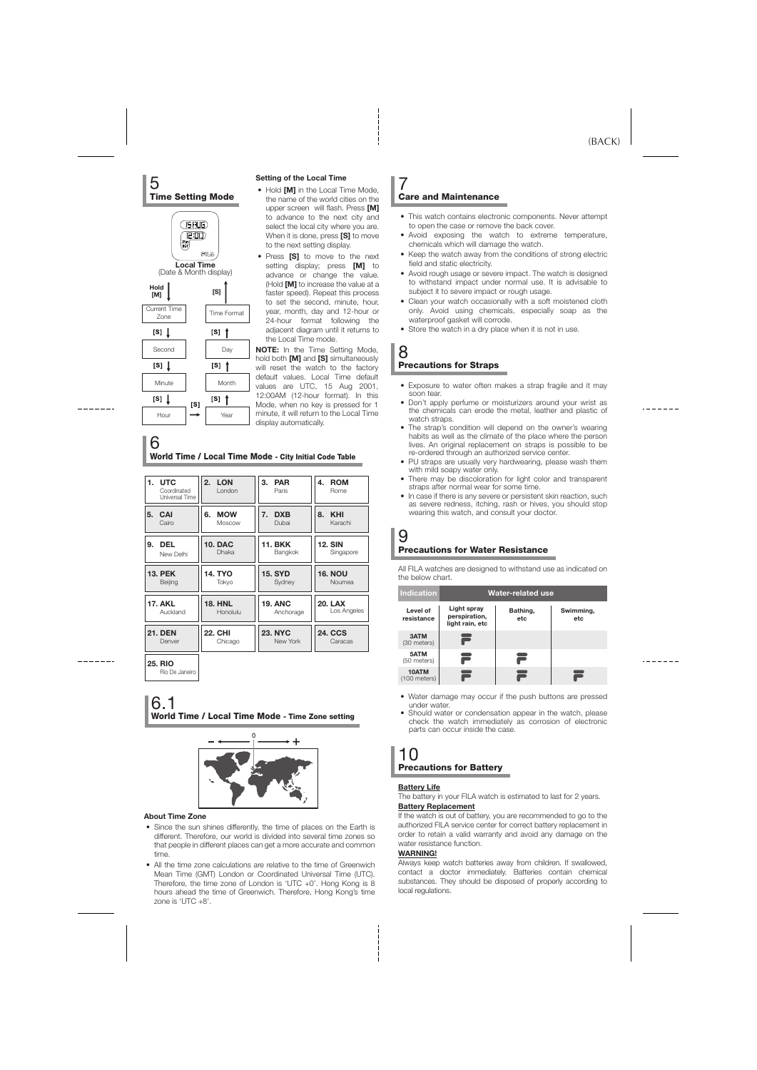(BACK)

## 5 Time Setting Mode

Local Time
(Date & Month display)

Hold [M] → Current Time Zone → [S] → Second → [S] → Minute → [S] → Hour → [S] → Year → [S] → Month → [S] → Day → [S] → Time Format → [S]

**Setting of the Local Time**

- Hold **[M]** in the Local Time Mode, the name of the world cities on the upper screen will flash. Press **[M]** to advance to the next city and select the local city where you are. When it is done, press **[S]** to move to the next setting display.
- Press **[S]** to move to the next setting display; press **[M]** to advance or change the value. (Hold **[M]** to increase the value at a faster speed). Repeat this process to set the second, minute, hour, year, month, day and 12-hour or 24-hour format following the adjacent diagram until it returns to the Local Time mode.

**NOTE:** In the Time Setting Mode, hold both **[M]** and **[S]** simultaneously will reset the watch to the factory default values. Local Time default values are UTC, 15 Aug 2001, 12:00AM (12-hour format). In this Mode, when no key is pressed for 1 minute, it will return to the Local Time display automatically.

## 6 World Time / Local Time Mode - City Initial Code Table

| | | | |
|---|---|---|---|
| **1. UTC** Coordinated Universal Time | **2. LON** London | **3. PAR** Paris | **4. ROM** Rome |
| **5. CAI** Cairo | **6. MOW** Moscow | **7. DXB** Dubai | **8. KHI** Karachi |
| **9. DEL** New Delhi | **10. DAC** Dhaka | **11. BKK** Bangkok | **12. SIN** Singapore |
| **13. PEK** Beijing | **14. TYO** Tokyo | **15. SYD** Sydney | **16. NOU** Noumea |
| **17. AKL** Auckland | **18. HNL** Honolulu | **19. ANC** Anchorage | **20. LAX** Los Angeles |
| **21. DEN** Denver | **22. CHI** Chicago | **23. NYC** New York | **24. CCS** Caracas |
| **25. RIO** Rio De Janeiro | | | |

## 6.1 World Time / Local Time Mode - Time Zone setting

− 0 +

**About Time Zone**

- Since the sun shines differently, the time of places on the Earth is different. Therefore, our world is divided into several time zones so that people in different places can get a more accurate and common time.
- All the time zone calculations are relative to the time of Greenwich Mean Time (GMT) London or Coordinated Universal Time (UTC). Therefore, the time zone of London is 'UTC +0'. Hong Kong is 8 hours ahead the time of Greenwich. Therefore, Hong Kong's time zone is 'UTC +8'.

## 7 Care and Maintenance

- This watch contains electronic components. Never attempt to open the case or remove the back cover.
- Avoid exposing the watch to extreme temperature, chemicals which will damage the watch.
- Keep the watch away from the conditions of strong electric field and static electricity.
- Avoid rough usage or severe impact. The watch is designed to withstand impact under normal use. It is advisable to subject it to severe impact or rough usage.
- Clean your watch occasionally with a soft moistened cloth only. Avoid using chemicals, especially soap as the waterproof gasket will corrode.
- Store the watch in a dry place when it is not in use.

## 8 Precautions for Straps

- Exposure to water often makes a strap fragile and it may soon tear.
- Don't apply perfume or moisturizers around your wrist as the chemicals can erode the metal, leather and plastic of watch straps.
- The strap's condition will depend on the owner's wearing habits as well as the climate of the place where the person lives. An original replacement on straps is possible to be re-ordered through an authorized service center.
- PU straps are usually very hardwearing, please wash them with mild soapy water only.
- There may be discoloration for light color and transparent straps after normal wear for some time.
- In case if there is any severe or persistent skin reaction, such as severe redness, itching, rash or hives, you should stop wearing this watch, and consult your doctor.

## 9 Precautions for Water Resistance

All FILA watches are designed to withstand use as indicated on the below chart.

| Indication | Water-related use | | |
|---|---|---|---|
| Level of resistance | Light spray perspiration, light rain, etc | Bathing, etc | Swimming, etc |
| 3ATM (30 meters) | ✓ | | |
| 5ATM (50 meters) | ✓ | ✓ | |
| 10ATM (100 meters) | ✓ | ✓ | ✓ |

- Water damage may occur if the push buttons are pressed under water.
- Should water or condensation appear in the watch, please check the watch immediately as corrosion of electronic parts can occur inside the case.

## 10 Precautions for Battery

**Battery Life**

The battery in your FILA watch is estimated to last for 2 years.

**Battery Replacement**

If the watch is out of battery, you are recommended to go to the authorized FILA service center for correct battery replacement in order to retain a valid warranty and avoid any damage on the water resistance function.

**WARNING!**

Always keep watch batteries away from children. If swallowed, contact a doctor immediately. Batteries contain chemical substances. They should be disposed of properly according to local regulations.